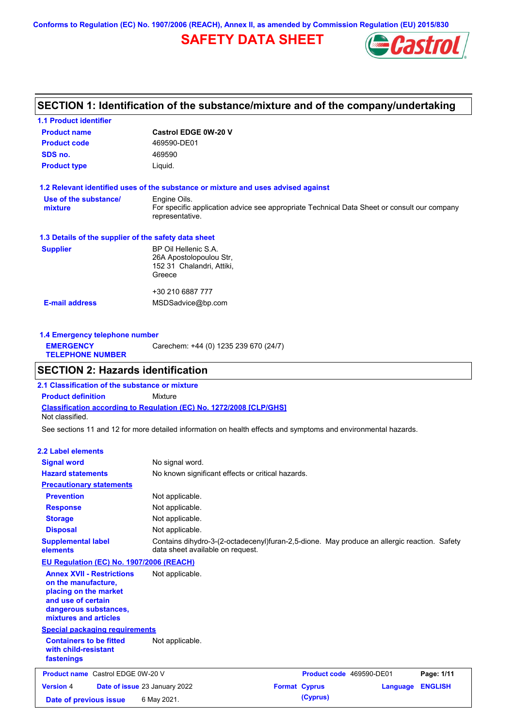Conforms to Regulation (EC) No. 1907/2006 (REACH), Annex II, as amended by Commission Regulation (EU) 2015/830

# SAFETY DATA SHEET

## SECTION 1: Identification of the substance/mixture and of the company/undertaking

### 1.1 Product identifier

| | |
|---|---|
| **Product name** | **Castrol EDGE 0W-20 V** |
| **Product code** | 469590-DE01 |
| **SDS no.** | 469590 |
| **Product type** | Liquid. |

### 1.2 Relevant identified uses of the substance or mixture and uses advised against

**Use of the substance/ mixture**
Engine Oils.
For specific application advice see appropriate Technical Data Sheet or consult our company representative.

### 1.3 Details of the supplier of the safety data sheet

**Supplier**
BP Oil Hellenic S.A.
26A Apostolopoulou Str,
152 31 Chalandri, Attiki,
Greece

+30 210 6887 777

**E-mail address** MSDSadvice@bp.com

### 1.4 Emergency telephone number

**EMERGENCY TELEPHONE NUMBER** Carechem: +44 (0) 1235 239 670 (24/7)

## SECTION 2: Hazards identification

### 2.1 Classification of the substance or mixture

**Product definition** Mixture

**Classification according to Regulation (EC) No. 1272/2008 [CLP/GHS]**
Not classified.

See sections 11 and 12 for more detailed information on health effects and symptoms and environmental hazards.

### 2.2 Label elements

| | |
|---|---|
| **Signal word** | No signal word. |
| **Hazard statements** | No known significant effects or critical hazards. |

**Precautionary statements**

| | |
|---|---|
| **Prevention** | Not applicable. |
| **Response** | Not applicable. |
| **Storage** | Not applicable. |
| **Disposal** | Not applicable. |
| **Supplemental label elements** | Contains dihydro-3-(2-octadecenyl)furan-2,5-dione. May produce an allergic reaction. Safety data sheet available on request. |

**EU Regulation (EC) No. 1907/2006 (REACH)**

| | |
|---|---|
| **Annex XVII - Restrictions on the manufacture, placing on the market and use of certain dangerous substances, mixtures and articles** | Not applicable. |

**Special packaging requirements**

| | |
|---|---|
| **Containers to be fitted with child-resistant fastenings** | Not applicable. |

| | | | |
|---|---|---|---|
| **Product name** Castrol EDGE 0W-20 V | | **Product code** 469590-DE01 | |
| **Version** 4 | **Date of issue** 23 January 2022 | **Format** Cyprus (Cyprus) | **Language** ENGLISH |
| **Date of previous issue** | 6 May 2021. | | |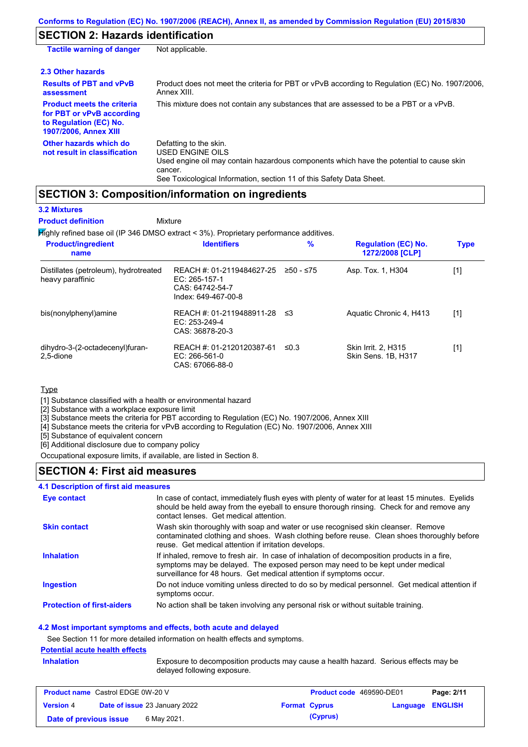## SECTION 2: Hazards identification

| | |
|---|---|
| **Tactile warning of danger** | Not applicable. |

### 2.3 Other hazards

| | |
|---|---|
| **Results of PBT and vPvB assessment** | Product does not meet the criteria for PBT or vPvB according to Regulation (EC) No. 1907/2006, Annex XIII. |
| **Product meets the criteria for PBT or vPvB according to Regulation (EC) No. 1907/2006, Annex XIII** | This mixture does not contain any substances that are assessed to be a PBT or a vPvB. |
| **Other hazards which do not result in classification** | Defatting to the skin.<br>USED ENGINE OILS<br>Used engine oil may contain hazardous components which have the potential to cause skin cancer.<br>See Toxicological Information, section 11 of this Safety Data Sheet. |

## SECTION 3: Composition/information on ingredients

### 3.2 Mixtures

**Product definition** Mixture

Highly refined base oil (IP 346 DMSO extract < 3%). Proprietary performance additives.

| Product/ingredient name | Identifiers | % | Regulation (EC) No. 1272/2008 [CLP] | Type |
|---|---|---|---|---|
| Distillates (petroleum), hydrotreated heavy paraffinic | REACH #: 01-2119484627-25<br>EC: 265-157-1<br>CAS: 64742-54-7<br>Index: 649-467-00-8 | ≥50 - ≤75 | Asp. Tox. 1, H304 | [1] |
| bis(nonylphenyl)amine | REACH #: 01-2119488911-28<br>EC: 253-249-4<br>CAS: 36878-20-3 | ≤3 | Aquatic Chronic 4, H413 | [1] |
| dihydro-3-(2-octadecenyl)furan-2,5-dione | REACH #: 01-2120120387-61<br>EC: 266-561-0<br>CAS: 67066-88-0 | ≤0.3 | Skin Irrit. 2, H315<br>Skin Sens. 1B, H317 | [1] |

Type

[1] Substance classified with a health or environmental hazard
[2] Substance with a workplace exposure limit
[3] Substance meets the criteria for PBT according to Regulation (EC) No. 1907/2006, Annex XIII
[4] Substance meets the criteria for vPvB according to Regulation (EC) No. 1907/2006, Annex XIII
[5] Substance of equivalent concern
[6] Additional disclosure due to company policy

Occupational exposure limits, if available, are listed in Section 8.

## SECTION 4: First aid measures

### 4.1 Description of first aid measures

| | |
|---|---|
| **Eye contact** | In case of contact, immediately flush eyes with plenty of water for at least 15 minutes. Eyelids should be held away from the eyeball to ensure thorough rinsing. Check for and remove any contact lenses. Get medical attention. |
| **Skin contact** | Wash skin thoroughly with soap and water or use recognised skin cleanser. Remove contaminated clothing and shoes. Wash clothing before reuse. Clean shoes thoroughly before reuse. Get medical attention if irritation develops. |
| **Inhalation** | If inhaled, remove to fresh air. In case of inhalation of decomposition products in a fire, symptoms may be delayed. The exposed person may need to be kept under medical surveillance for 48 hours. Get medical attention if symptoms occur. |
| **Ingestion** | Do not induce vomiting unless directed to do so by medical personnel. Get medical attention if symptoms occur. |
| **Protection of first-aiders** | No action shall be taken involving any personal risk or without suitable training. |

### 4.2 Most important symptoms and effects, both acute and delayed

See Section 11 for more detailed information on health effects and symptoms.

**Potential acute health effects**

| | |
|---|---|
| **Inhalation** | Exposure to decomposition products may cause a health hazard. Serious effects may be delayed following exposure. |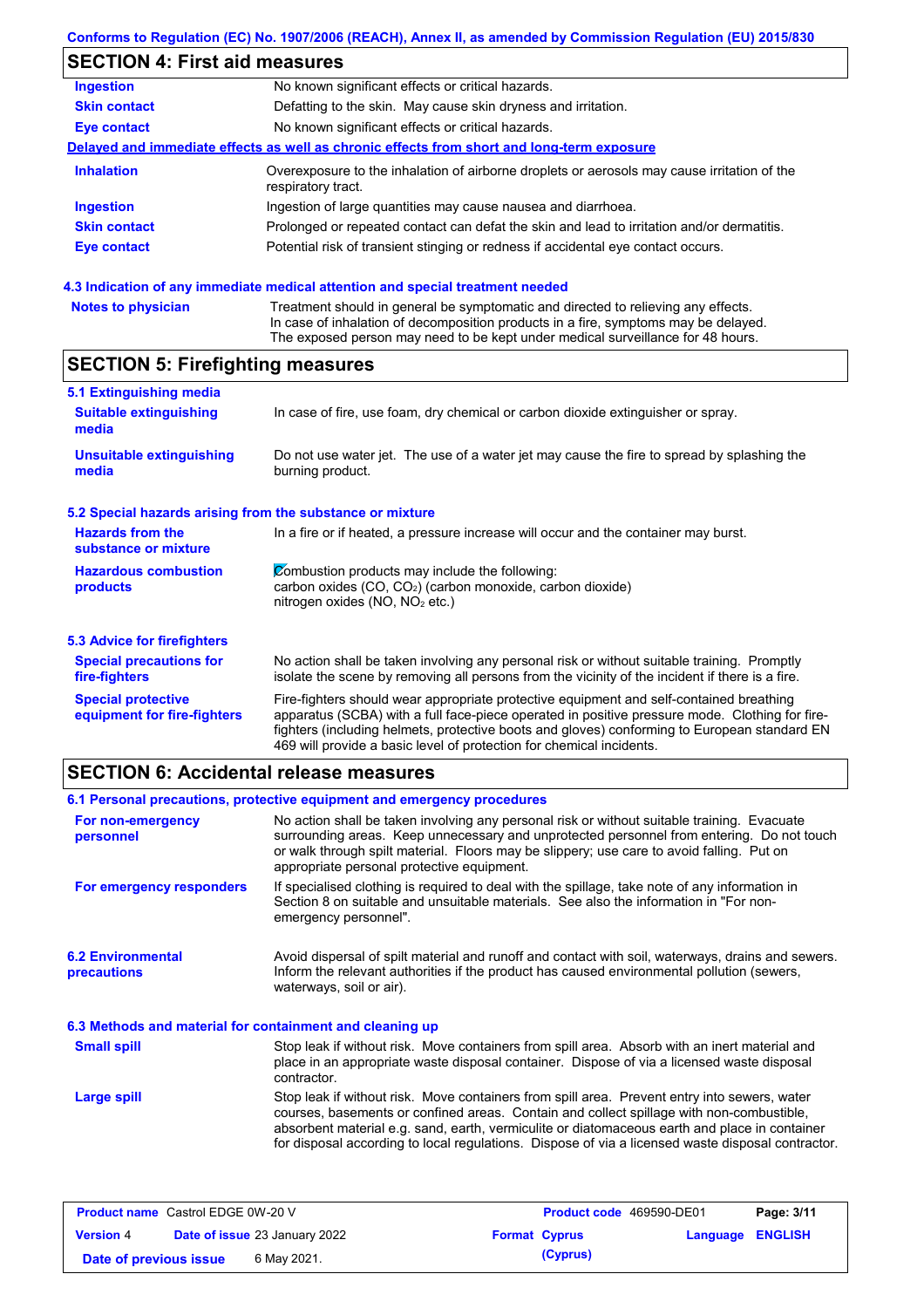## SECTION 4: First aid measures

| | |
|---|---|
| **Ingestion** | No known significant effects or critical hazards. |
| **Skin contact** | Defatting to the skin. May cause skin dryness and irritation. |
| **Eye contact** | No known significant effects or critical hazards. |

**Delayed and immediate effects as well as chronic effects from short and long-term exposure**

| | |
|---|---|
| **Inhalation** | Overexposure to the inhalation of airborne droplets or aerosols may cause irritation of the respiratory tract. |
| **Ingestion** | Ingestion of large quantities may cause nausea and diarrhoea. |
| **Skin contact** | Prolonged or repeated contact can defat the skin and lead to irritation and/or dermatitis. |
| **Eye contact** | Potential risk of transient stinging or redness if accidental eye contact occurs. |

### 4.3 Indication of any immediate medical attention and special treatment needed

| | |
|---|---|
| **Notes to physician** | Treatment should in general be symptomatic and directed to relieving any effects. In case of inhalation of decomposition products in a fire, symptoms may be delayed. The exposed person may need to be kept under medical surveillance for 48 hours. |

## SECTION 5: Firefighting measures

### 5.1 Extinguishing media

| | |
|---|---|
| **Suitable extinguishing media** | In case of fire, use foam, dry chemical or carbon dioxide extinguisher or spray. |
| **Unsuitable extinguishing media** | Do not use water jet. The use of a water jet may cause the fire to spread by splashing the burning product. |

### 5.2 Special hazards arising from the substance or mixture

| | |
|---|---|
| **Hazards from the substance or mixture** | In a fire or if heated, a pressure increase will occur and the container may burst. |
| **Hazardous combustion products** | Combustion products may include the following: carbon oxides (CO, $CO_2$) (carbon monoxide, carbon dioxide) nitrogen oxides (NO, $NO_2$ etc.) |

### 5.3 Advice for firefighters

| | |
|---|---|
| **Special precautions for fire-fighters** | No action shall be taken involving any personal risk or without suitable training. Promptly isolate the scene by removing all persons from the vicinity of the incident if there is a fire. |
| **Special protective equipment for fire-fighters** | Fire-fighters should wear appropriate protective equipment and self-contained breathing apparatus (SCBA) with a full face-piece operated in positive pressure mode. Clothing for fire-fighters (including helmets, protective boots and gloves) conforming to European standard EN 469 will provide a basic level of protection for chemical incidents. |

## SECTION 6: Accidental release measures

### 6.1 Personal precautions, protective equipment and emergency procedures

| | |
|---|---|
| **For non-emergency personnel** | No action shall be taken involving any personal risk or without suitable training. Evacuate surrounding areas. Keep unnecessary and unprotected personnel from entering. Do not touch or walk through spilt material. Floors may be slippery; use care to avoid falling. Put on appropriate personal protective equipment. |
| **For emergency responders** | If specialised clothing is required to deal with the spillage, take note of any information in Section 8 on suitable and unsuitable materials. See also the information in "For non-emergency personnel". |

| | |
|---|---|
| **6.2 Environmental precautions** | Avoid dispersal of spilt material and runoff and contact with soil, waterways, drains and sewers. Inform the relevant authorities if the product has caused environmental pollution (sewers, waterways, soil or air). |

### 6.3 Methods and material for containment and cleaning up

| | |
|---|---|
| **Small spill** | Stop leak if without risk. Move containers from spill area. Absorb with an inert material and place in an appropriate waste disposal container. Dispose of via a licensed waste disposal contractor. |
| **Large spill** | Stop leak if without risk. Move containers from spill area. Prevent entry into sewers, water courses, basements or confined areas. Contain and collect spillage with non-combustible, absorbent material e.g. sand, earth, vermiculite or diatomaceous earth and place in container for disposal according to local regulations. Dispose of via a licensed waste disposal contractor. |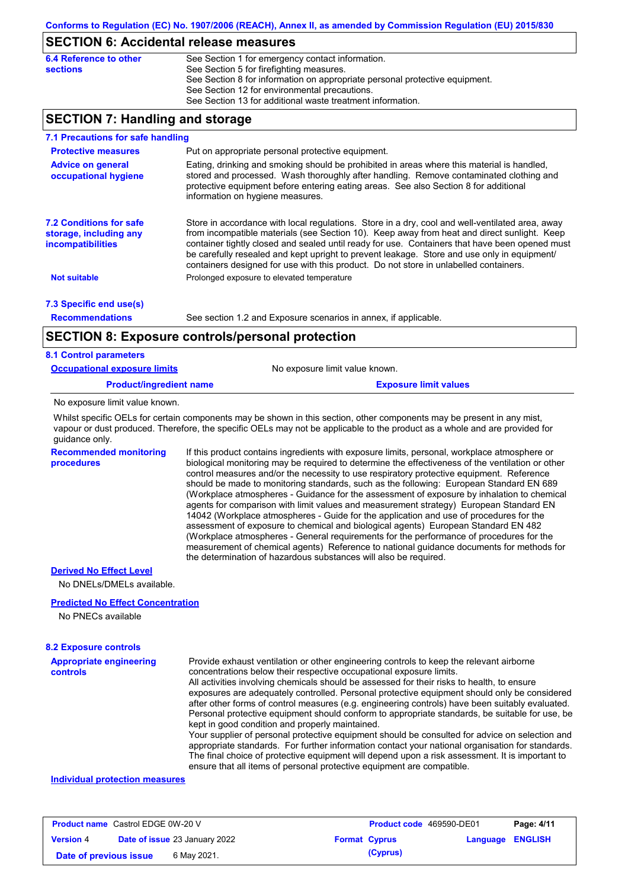## SECTION 6: Accidental release measures

**6.4 Reference to other sections**

See Section 1 for emergency contact information.
See Section 5 for firefighting measures.
See Section 8 for information on appropriate personal protective equipment.
See Section 12 for environmental precautions.
See Section 13 for additional waste treatment information.

## SECTION 7: Handling and storage

### 7.1 Precautions for safe handling

**Protective measures**

Put on appropriate personal protective equipment.

**Advice on general occupational hygiene**

Eating, drinking and smoking should be prohibited in areas where this material is handled, stored and processed. Wash thoroughly after handling. Remove contaminated clothing and protective equipment before entering eating areas. See also Section 8 for additional information on hygiene measures.

### 7.2 Conditions for safe storage, including any incompatibilities

Store in accordance with local regulations. Store in a dry, cool and well-ventilated area, away from incompatible materials (see Section 10). Keep away from heat and direct sunlight. Keep container tightly closed and sealed until ready for use. Containers that have been opened must be carefully resealed and kept upright to prevent leakage. Store and use only in equipment/ containers designed for use with this product. Do not store in unlabelled containers.

**Not suitable**

Prolonged exposure to elevated temperature

### 7.3 Specific end use(s)

**Recommendations**

See section 1.2 and Exposure scenarios in annex, if applicable.

## SECTION 8: Exposure controls/personal protection

### 8.1 Control parameters

**Occupational exposure limits**

No exposure limit value known.

| Product/ingredient name | Exposure limit values |
|---|---|
| No exposure limit value known. | |

Whilst specific OELs for certain components may be shown in this section, other components may be present in any mist, vapour or dust produced. Therefore, the specific OELs may not be applicable to the product as a whole and are provided for guidance only.

**Recommended monitoring procedures**

If this product contains ingredients with exposure limits, personal, workplace atmosphere or biological monitoring may be required to determine the effectiveness of the ventilation or other control measures and/or the necessity to use respiratory protective equipment. Reference should be made to monitoring standards, such as the following: European Standard EN 689 (Workplace atmospheres - Guidance for the assessment of exposure by inhalation to chemical agents for comparison with limit values and measurement strategy) European Standard EN 14042 (Workplace atmospheres - Guide for the application and use of procedures for the assessment of exposure to chemical and biological agents) European Standard EN 482 (Workplace atmospheres - General requirements for the performance of procedures for the measurement of chemical agents) Reference to national guidance documents for methods for the determination of hazardous substances will also be required.

**Derived No Effect Level**

No DNELs/DMELs available.

**Predicted No Effect Concentration**

No PNECs available

### 8.2 Exposure controls

**Appropriate engineering controls**

Provide exhaust ventilation or other engineering controls to keep the relevant airborne concentrations below their respective occupational exposure limits.
All activities involving chemicals should be assessed for their risks to health, to ensure exposures are adequately controlled. Personal protective equipment should only be considered after other forms of control measures (e.g. engineering controls) have been suitably evaluated. Personal protective equipment should conform to appropriate standards, be suitable for use, be kept in good condition and properly maintained.
Your supplier of personal protective equipment should be consulted for advice on selection and appropriate standards. For further information contact your national organisation for standards. The final choice of protective equipment will depend upon a risk assessment. It is important to ensure that all items of personal protective equipment are compatible.

**Individual protection measures**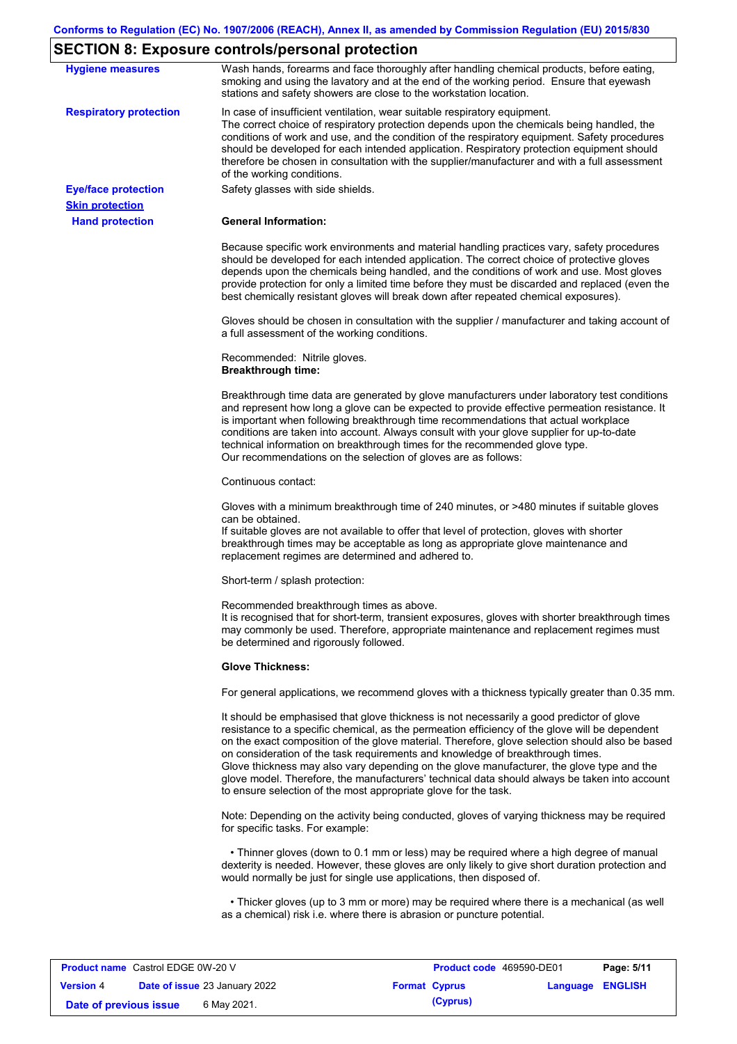## SECTION 8: Exposure controls/personal protection

**Hygiene measures**

Wash hands, forearms and face thoroughly after handling chemical products, before eating, smoking and using the lavatory and at the end of the working period. Ensure that eyewash stations and safety showers are close to the workstation location.

**Respiratory protection**

In case of insufficient ventilation, wear suitable respiratory equipment.
The correct choice of respiratory protection depends upon the chemicals being handled, the conditions of work and use, and the condition of the respiratory equipment. Safety procedures should be developed for each intended application. Respiratory protection equipment should therefore be chosen in consultation with the supplier/manufacturer and with a full assessment of the working conditions.

**Eye/face protection**

Safety glasses with side shields.

**Skin protection**

**Hand protection**

**General Information:**

Because specific work environments and material handling practices vary, safety procedures should be developed for each intended application. The correct choice of protective gloves depends upon the chemicals being handled, and the conditions of work and use. Most gloves provide protection for only a limited time before they must be discarded and replaced (even the best chemically resistant gloves will break down after repeated chemical exposures).

Gloves should be chosen in consultation with the supplier / manufacturer and taking account of a full assessment of the working conditions.

Recommended: Nitrile gloves.
**Breakthrough time:**

Breakthrough time data are generated by glove manufacturers under laboratory test conditions and represent how long a glove can be expected to provide effective permeation resistance. It is important when following breakthrough time recommendations that actual workplace conditions are taken into account. Always consult with your glove supplier for up-to-date technical information on breakthrough times for the recommended glove type.
Our recommendations on the selection of gloves are as follows:

Continuous contact:

Gloves with a minimum breakthrough time of 240 minutes, or >480 minutes if suitable gloves can be obtained.
If suitable gloves are not available to offer that level of protection, gloves with shorter breakthrough times may be acceptable as long as appropriate glove maintenance and replacement regimes are determined and adhered to.

Short-term / splash protection:

Recommended breakthrough times as above.
It is recognised that for short-term, transient exposures, gloves with shorter breakthrough times may commonly be used. Therefore, appropriate maintenance and replacement regimes must be determined and rigorously followed.

**Glove Thickness:**

For general applications, we recommend gloves with a thickness typically greater than 0.35 mm.

It should be emphasised that glove thickness is not necessarily a good predictor of glove resistance to a specific chemical, as the permeation efficiency of the glove will be dependent on the exact composition of the glove material. Therefore, glove selection should also be based on consideration of the task requirements and knowledge of breakthrough times.
Glove thickness may also vary depending on the glove manufacturer, the glove type and the glove model. Therefore, the manufacturers' technical data should always be taken into account to ensure selection of the most appropriate glove for the task.

Note: Depending on the activity being conducted, gloves of varying thickness may be required for specific tasks. For example:

• Thinner gloves (down to 0.1 mm or less) may be required where a high degree of manual dexterity is needed. However, these gloves are only likely to give short duration protection and would normally be just for single use applications, then disposed of.

• Thicker gloves (up to 3 mm or more) may be required where there is a mechanical (as well as a chemical) risk i.e. where there is abrasion or puncture potential.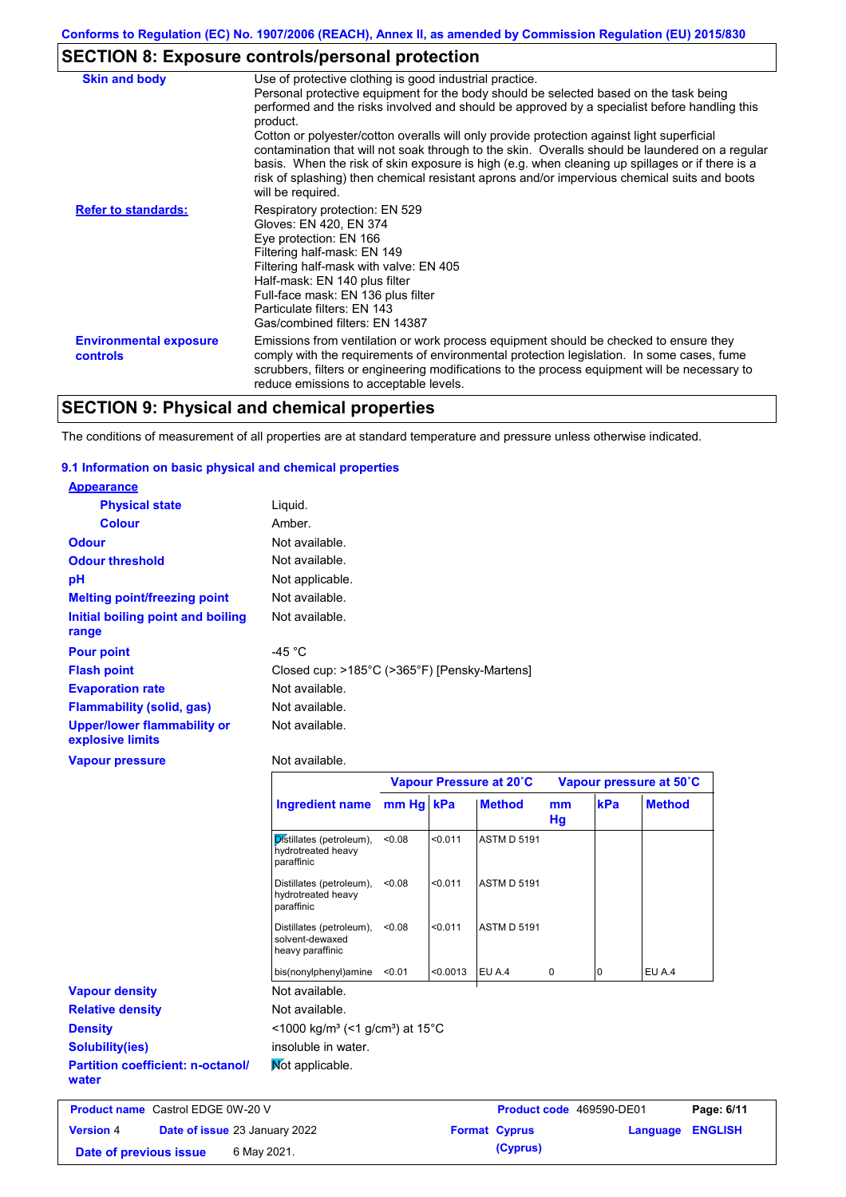## SECTION 8: Exposure controls/personal protection

| | |
|---|---|
| **Skin and body** | Use of protective clothing is good industrial practice. Personal protective equipment for the body should be selected based on the task being performed and the risks involved and should be approved by a specialist before handling this product. Cotton or polyester/cotton overalls will only provide protection against light superficial contamination that will not soak through to the skin. Overalls should be laundered on a regular basis. When the risk of skin exposure is high (e.g. when cleaning up spillages or if there is a risk of splashing) then chemical resistant aprons and/or impervious chemical suits and boots will be required. |
| **Refer to standards:** | Respiratory protection: EN 529<br>Gloves: EN 420, EN 374<br>Eye protection: EN 166<br>Filtering half-mask: EN 149<br>Filtering half-mask with valve: EN 405<br>Half-mask: EN 140 plus filter<br>Full-face mask: EN 136 plus filter<br>Particulate filters: EN 143<br>Gas/combined filters: EN 14387 |
| **Environmental exposure controls** | Emissions from ventilation or work process equipment should be checked to ensure they comply with the requirements of environmental protection legislation. In some cases, fume scrubbers, filters or engineering modifications to the process equipment will be necessary to reduce emissions to acceptable levels. |

## SECTION 9: Physical and chemical properties

The conditions of measurement of all properties are at standard temperature and pressure unless otherwise indicated.

### 9.1 Information on basic physical and chemical properties

**Appearance**

- **Physical state**: Liquid.
- **Colour**: Amber.

**Odour**: Not available.

**Odour threshold**: Not available.

**pH**: Not applicable.

**Melting point/freezing point**: Not available.

**Initial boiling point and boiling range**: Not available.

**Pour point**: -45 °C

**Flash point**: Closed cup: >185°C (>365°F) [Pensky-Martens]

**Evaporation rate**: Not available.

**Flammability (solid, gas)**: Not available.

**Upper/lower flammability or explosive limits**: Not available.

**Vapour pressure**: Not available.

| | Vapour Pressure at 20˚C | | | Vapour pressure at 50˚C | | |
|---|---|---|---|---|---|---|
| **Ingredient name** | **mm Hg** | **kPa** | **Method** | **mm Hg** | **kPa** | **Method** |
| Distillates (petroleum), hydrotreated heavy paraffinic | <0.08 | <0.011 | ASTM D 5191 | | | |
| Distillates (petroleum), hydrotreated heavy paraffinic | <0.08 | <0.011 | ASTM D 5191 | | | |
| Distillates (petroleum), solvent-dewaxed heavy paraffinic | <0.08 | <0.011 | ASTM D 5191 | | | |
| bis(nonylphenyl)amine | <0.01 | <0.0013 | EU A.4 | 0 | 0 | EU A.4 |

**Vapour density**: Not available.

**Relative density**: Not available.

**Density**: <1000 kg/m³ (<1 g/cm³) at 15°C

**Solubility(ies)**: insoluble in water.

**Partition coefficient: n-octanol/water**: Not applicable.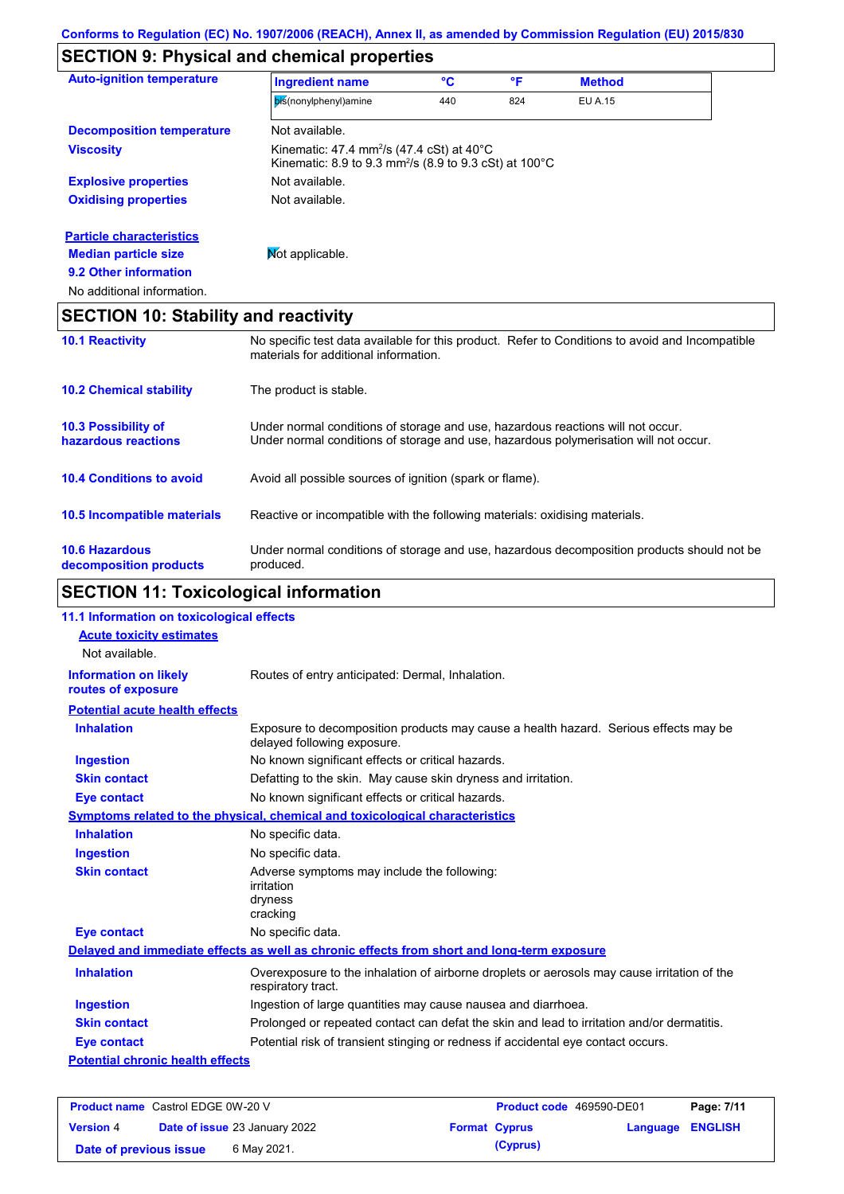## SECTION 9: Physical and chemical properties

**Auto-ignition temperature**

| Ingredient name | °C | °F | Method |
|---|---|---|---|
| bis(nonylphenyl)amine | 440 | 824 | EU A.15 |

**Decomposition temperature** Not available.

**Viscosity** Kinematic: 47.4 mm²/s (47.4 cSt) at 40°C
Kinematic: 8.9 to 9.3 mm²/s (8.9 to 9.3 cSt) at 100°C

**Explosive properties** Not available.

**Oxidising properties** Not available.

**Particle characteristics**

**Median particle size** Not applicable.

**9.2 Other information**

No additional information.

## SECTION 10: Stability and reactivity

**10.1 Reactivity** No specific test data available for this product. Refer to Conditions to avoid and Incompatible materials for additional information.

**10.2 Chemical stability** The product is stable.

**10.3 Possibility of hazardous reactions** Under normal conditions of storage and use, hazardous reactions will not occur.
Under normal conditions of storage and use, hazardous polymerisation will not occur.

**10.4 Conditions to avoid** Avoid all possible sources of ignition (spark or flame).

**10.5 Incompatible materials** Reactive or incompatible with the following materials: oxidising materials.

**10.6 Hazardous decomposition products** Under normal conditions of storage and use, hazardous decomposition products should not be produced.

## SECTION 11: Toxicological information

**11.1 Information on toxicological effects**

**Acute toxicity estimates**

Not available.

**Information on likely routes of exposure** Routes of entry anticipated: Dermal, Inhalation.

**Potential acute health effects**

**Inhalation** Exposure to decomposition products may cause a health hazard. Serious effects may be delayed following exposure.

**Ingestion** No known significant effects or critical hazards.

**Skin contact** Defatting to the skin. May cause skin dryness and irritation.

**Eye contact** No known significant effects or critical hazards.

**Symptoms related to the physical, chemical and toxicological characteristics**

**Inhalation** No specific data.

**Ingestion** No specific data.

**Skin contact** Adverse symptoms may include the following:
irritation
dryness
cracking

**Eye contact** No specific data.

**Delayed and immediate effects as well as chronic effects from short and long-term exposure**

**Inhalation** Overexposure to the inhalation of airborne droplets or aerosols may cause irritation of the respiratory tract.

**Ingestion** Ingestion of large quantities may cause nausea and diarrhoea.

**Skin contact** Prolonged or repeated contact can defat the skin and lead to irritation and/or dermatitis.

**Eye contact** Potential risk of transient stinging or redness if accidental eye contact occurs.

**Potential chronic health effects**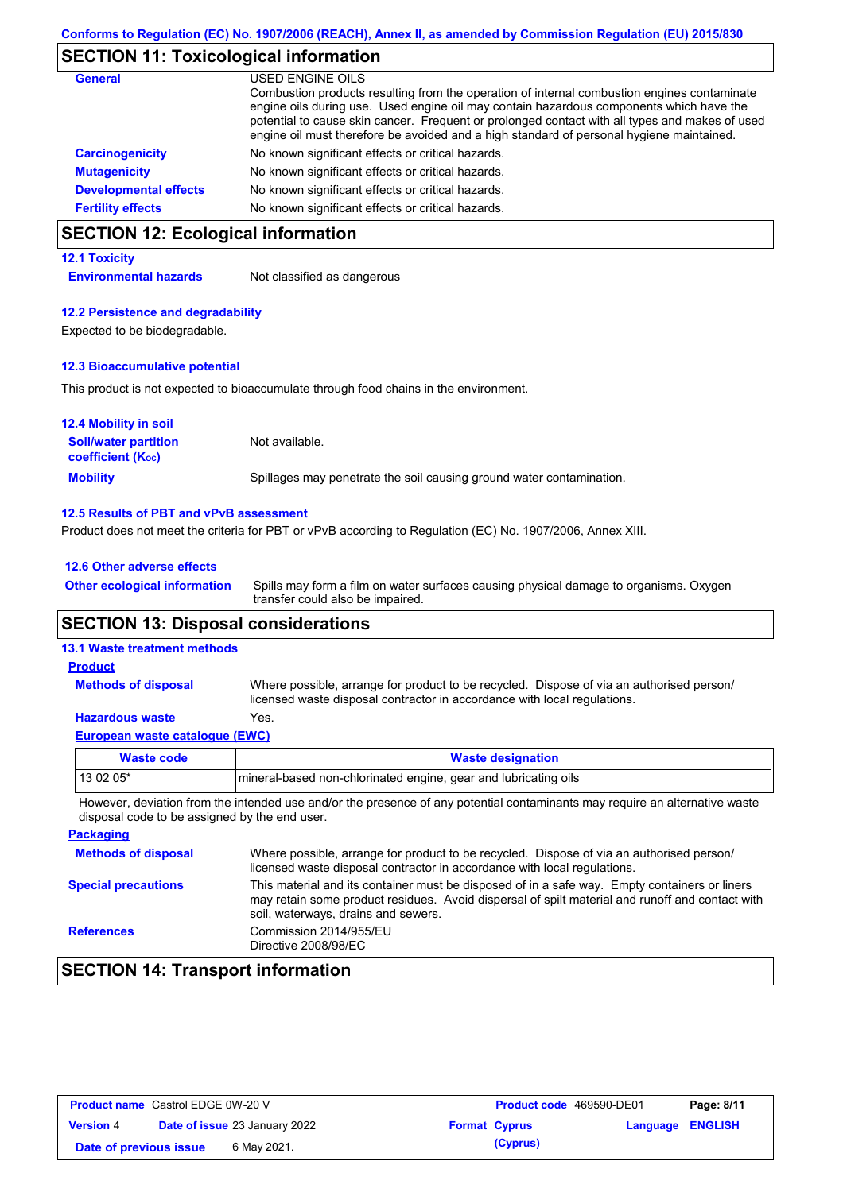## SECTION 11: Toxicological information

**General**

USED ENGINE OILS
Combustion products resulting from the operation of internal combustion engines contaminate engine oils during use. Used engine oil may contain hazardous components which have the potential to cause skin cancer. Frequent or prolonged contact with all types and makes of used engine oil must therefore be avoided and a high standard of personal hygiene maintained.

**Carcinogenicity** No known significant effects or critical hazards.

**Mutagenicity** No known significant effects or critical hazards.

**Developmental effects** No known significant effects or critical hazards.

**Fertility effects** No known significant effects or critical hazards.

## SECTION 12: Ecological information

### 12.1 Toxicity

**Environmental hazards** Not classified as dangerous

### 12.2 Persistence and degradability

Expected to be biodegradable.

### 12.3 Bioaccumulative potential

This product is not expected to bioaccumulate through food chains in the environment.

### 12.4 Mobility in soil

**Soil/water partition coefficient ($K_{OC}$)** Not available.

**Mobility** Spillages may penetrate the soil causing ground water contamination.

### 12.5 Results of PBT and vPvB assessment

Product does not meet the criteria for PBT or vPvB according to Regulation (EC) No. 1907/2006, Annex XIII.

### 12.6 Other adverse effects

**Other ecological information** Spills may form a film on water surfaces causing physical damage to organisms. Oxygen transfer could also be impaired.

## SECTION 13: Disposal considerations

### 13.1 Waste treatment methods

**Product**

**Methods of disposal** Where possible, arrange for product to be recycled. Dispose of via an authorised person/ licensed waste disposal contractor in accordance with local regulations.

**Hazardous waste** Yes.

**European waste catalogue (EWC)**

| Waste code | Waste designation |
|---|---|
| 13 02 05* | mineral-based non-chlorinated engine, gear and lubricating oils |

However, deviation from the intended use and/or the presence of any potential contaminants may require an alternative waste disposal code to be assigned by the end user.

**Packaging**

**Methods of disposal** Where possible, arrange for product to be recycled. Dispose of via an authorised person/ licensed waste disposal contractor in accordance with local regulations.

**Special precautions** This material and its container must be disposed of in a safe way. Empty containers or liners may retain some product residues. Avoid dispersal of spilt material and runoff and contact with soil, waterways, drains and sewers.

**References** Commission 2014/955/EU
Directive 2008/98/EC

## SECTION 14: Transport information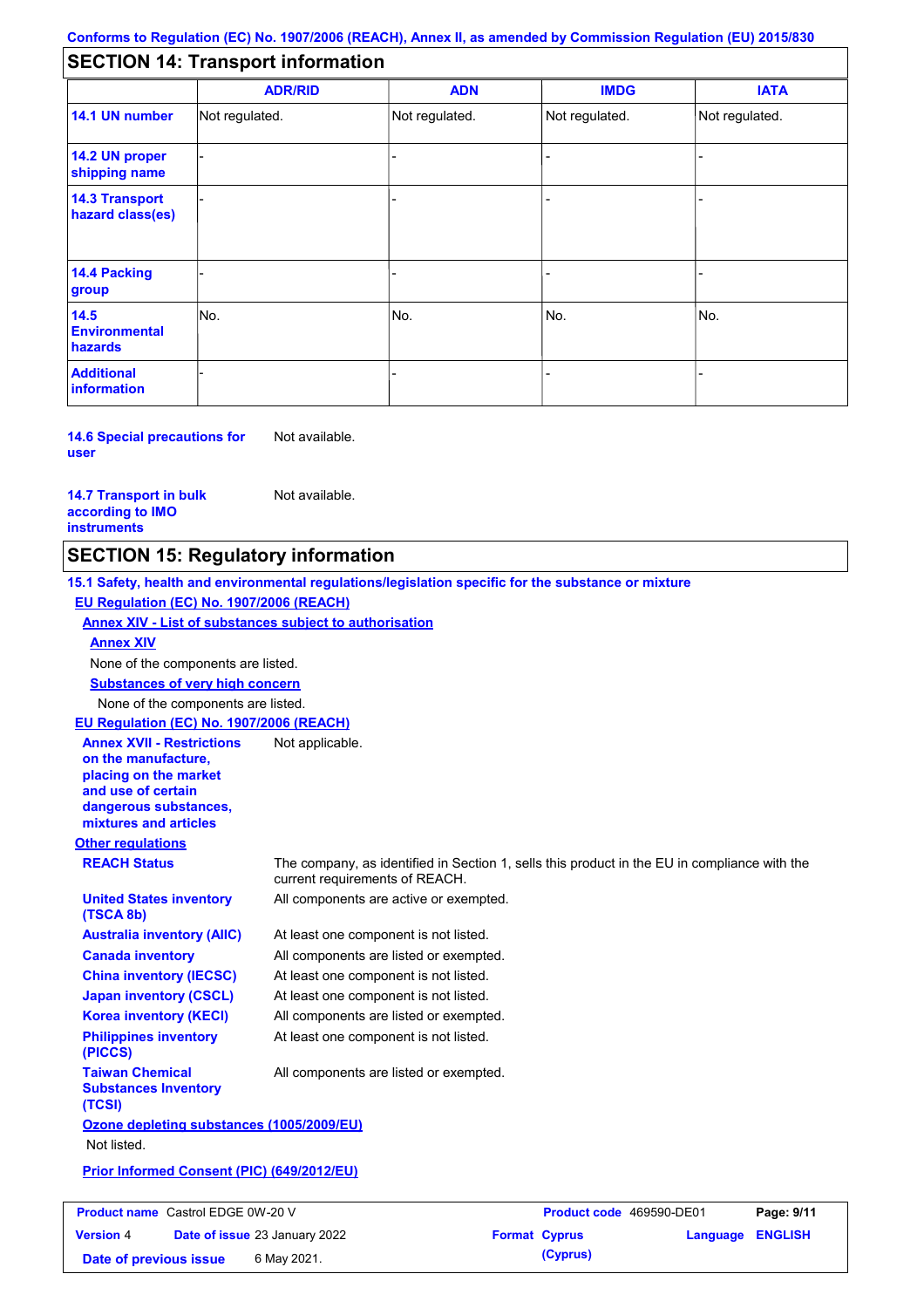## SECTION 14: Transport information

| | ADR/RID | ADN | IMDG | IATA |
|---|---|---|---|---|
| **14.1 UN number** | Not regulated. | Not regulated. | Not regulated. | Not regulated. |
| **14.2 UN proper shipping name** | - | - | - | - |
| **14.3 Transport hazard class(es)** | - | - | - | - |
| **14.4 Packing group** | - | - | - | - |
| **14.5 Environmental hazards** | No. | No. | No. | No. |
| **Additional information** | - | - | - | - |

**14.6 Special precautions for user**: Not available.

**14.7 Transport in bulk according to IMO instruments**: Not available.

## SECTION 15: Regulatory information

### 15.1 Safety, health and environmental regulations/legislation specific for the substance or mixture

**EU Regulation (EC) No. 1907/2006 (REACH)**

**Annex XIV - List of substances subject to authorisation**

**Annex XIV**

None of the components are listed.

**Substances of very high concern**

None of the components are listed.

**EU Regulation (EC) No. 1907/2006 (REACH)**

**Annex XVII - Restrictions on the manufacture, placing on the market and use of certain dangerous substances, mixtures and articles**: Not applicable.

**Other regulations**

**REACH Status**: The company, as identified in Section 1, sells this product in the EU in compliance with the current requirements of REACH.

**United States inventory (TSCA 8b)**: All components are active or exempted.

**Australia inventory (AIIC)**: At least one component is not listed.

**Canada inventory**: All components are listed or exempted.

**China inventory (IECSC)**: At least one component is not listed.

**Japan inventory (CSCL)**: At least one component is not listed.

**Korea inventory (KECI)**: All components are listed or exempted.

**Philippines inventory (PICCS)**: At least one component is not listed.

**Taiwan Chemical Substances Inventory (TCSI)**: All components are listed or exempted.

**Ozone depleting substances (1005/2009/EU)**

Not listed.

**Prior Informed Consent (PIC) (649/2012/EU)**

| **Product name** Castrol EDGE 0W-20 V | **Product code** 469590-DE01 | **Page:** 9/11 |
|---|---|---|
| **Version** 4 **Date of issue** 23 January 2022 | **Format** Cyprus (Cyprus) | **Language** ENGLISH |
| **Date of previous issue** 6 May 2021. | | |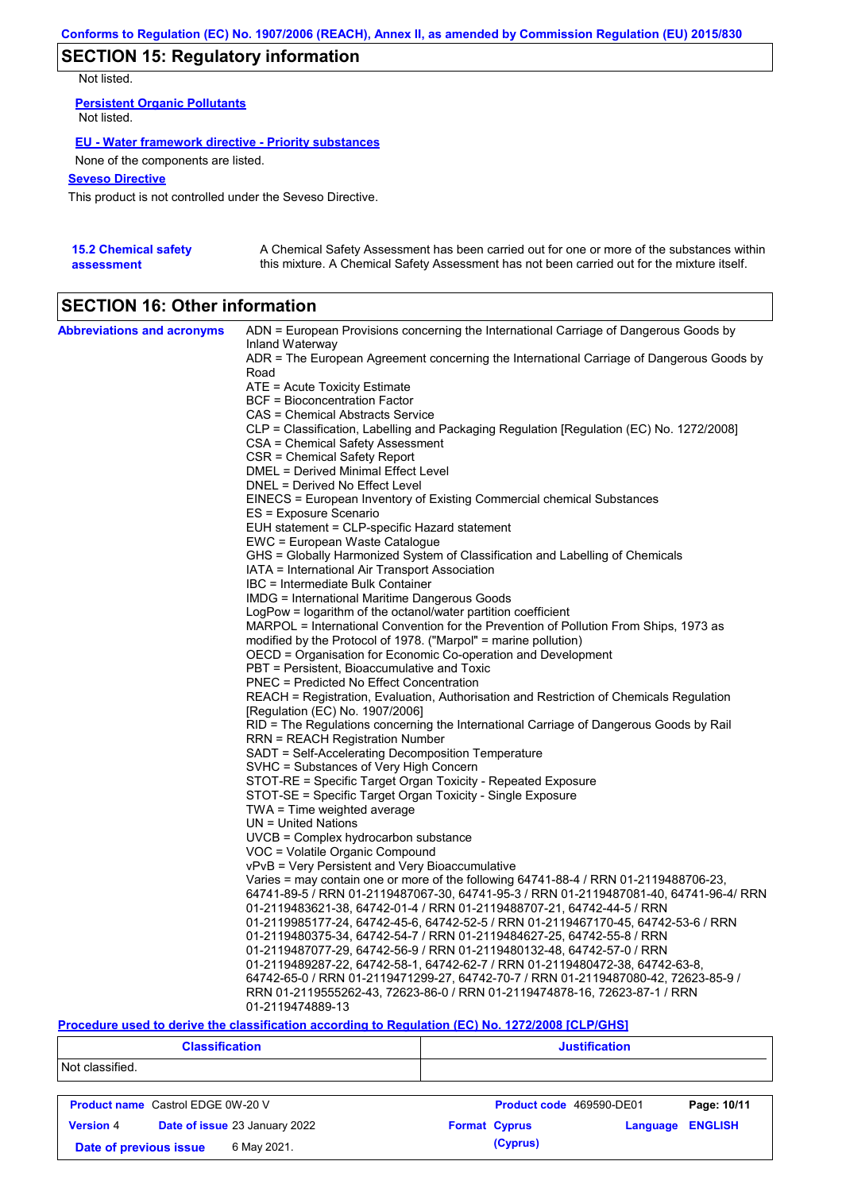## SECTION 15: Regulatory information

Not listed.

**Persistent Organic Pollutants**

Not listed.

**EU - Water framework directive - Priority substances**

None of the components are listed.

**Seveso Directive**

This product is not controlled under the Seveso Directive.

**15.2 Chemical safety assessment**

A Chemical Safety Assessment has been carried out for one or more of the substances within this mixture. A Chemical Safety Assessment has not been carried out for the mixture itself.

## SECTION 16: Other information

**Abbreviations and acronyms**

ADN = European Provisions concerning the International Carriage of Dangerous Goods by Inland Waterway
ADR = The European Agreement concerning the International Carriage of Dangerous Goods by Road
ATE = Acute Toxicity Estimate
BCF = Bioconcentration Factor
CAS = Chemical Abstracts Service
CLP = Classification, Labelling and Packaging Regulation [Regulation (EC) No. 1272/2008]
CSA = Chemical Safety Assessment
CSR = Chemical Safety Report
DMEL = Derived Minimal Effect Level
DNEL = Derived No Effect Level
EINECS = European Inventory of Existing Commercial chemical Substances
ES = Exposure Scenario
EUH statement = CLP-specific Hazard statement
EWC = European Waste Catalogue
GHS = Globally Harmonized System of Classification and Labelling of Chemicals
IATA = International Air Transport Association
IBC = Intermediate Bulk Container
IMDG = International Maritime Dangerous Goods
LogPow = logarithm of the octanol/water partition coefficient
MARPOL = International Convention for the Prevention of Pollution From Ships, 1973 as modified by the Protocol of 1978. ("Marpol" = marine pollution)
OECD = Organisation for Economic Co-operation and Development
PBT = Persistent, Bioaccumulative and Toxic
PNEC = Predicted No Effect Concentration
REACH = Registration, Evaluation, Authorisation and Restriction of Chemicals Regulation [Regulation (EC) No. 1907/2006]
RID = The Regulations concerning the International Carriage of Dangerous Goods by Rail
RRN = REACH Registration Number
SADT = Self-Accelerating Decomposition Temperature
SVHC = Substances of Very High Concern
STOT-RE = Specific Target Organ Toxicity - Repeated Exposure
STOT-SE = Specific Target Organ Toxicity - Single Exposure
TWA = Time weighted average
UN = United Nations
UVCB = Complex hydrocarbon substance
VOC = Volatile Organic Compound
vPvB = Very Persistent and Very Bioaccumulative
Varies = may contain one or more of the following 64741-88-4 / RRN 01-2119488706-23, 64741-89-5 / RRN 01-2119487067-30, 64741-95-3 / RRN 01-2119487081-40, 64741-96-4/ RRN 01-2119483621-38, 64742-01-4 / RRN 01-2119488707-21, 64742-44-5 / RRN 01-2119985177-24, 64742-45-6, 64742-52-5 / RRN 01-2119467170-45, 64742-53-6 / RRN 01-2119480375-34, 64742-54-7 / RRN 01-2119484627-25, 64742-55-8 / RRN 01-2119487077-29, 64742-56-9 / RRN 01-2119480132-48, 64742-57-0 / RRN 01-2119489287-22, 64742-58-1, 64742-62-7 / RRN 01-2119480472-38, 64742-63-8, 64742-65-0 / RRN 01-2119471299-27, 64742-70-7 / RRN 01-2119487080-42, 72623-85-9 / RRN 01-2119555262-43, 72623-86-0 / RRN 01-2119474878-16, 72623-87-1 / RRN 01-2119474889-13

**Procedure used to derive the classification according to Regulation (EC) No. 1272/2008 [CLP/GHS]**

| Classification | Justification |
|---|---|
| Not classified. | |

| | | | |
|---|---|---|---|
| **Product name** Castrol EDGE 0W-20 V | | **Product code** 469590-DE01 | **Page: 10/11** |
| **Version** 4 | **Date of issue** 23 January 2022 | **Format Cyprus (Cyprus)** | **Language ENGLISH** |
| **Date of previous issue** | 6 May 2021. | | |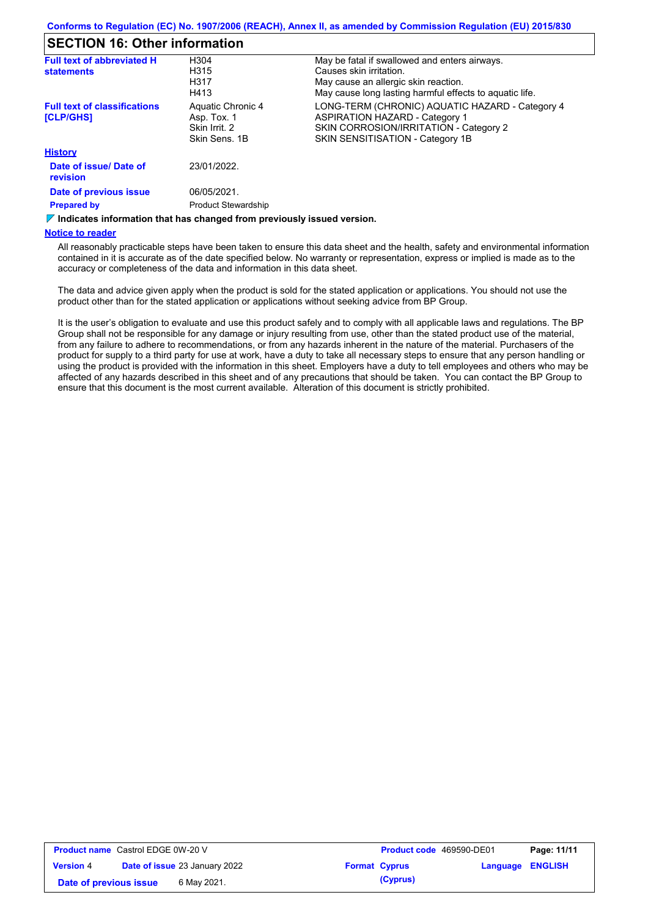## SECTION 16: Other information

| | | |
|---|---|---|
| **Full text of abbreviated H statements** | H304 | May be fatal if swallowed and enters airways. |
| | H315 | Causes skin irritation. |
| | H317 | May cause an allergic skin reaction. |
| | H413 | May cause long lasting harmful effects to aquatic life. |
| **Full text of classifications [CLP/GHS]** | Aquatic Chronic 4 | LONG-TERM (CHRONIC) AQUATIC HAZARD - Category 4 |
| | Asp. Tox. 1 | ASPIRATION HAZARD - Category 1 |
| | Skin Irrit. 2 | SKIN CORROSION/IRRITATION - Category 2 |
| | Skin Sens. 1B | SKIN SENSITISATION - Category 1B |

### History

| | |
|---|---|
| **Date of issue/ Date of revision** | 23/01/2022. |
| **Date of previous issue** | 06/05/2021. |
| **Prepared by** | Product Stewardship |

**Indicates information that has changed from previously issued version.**

### Notice to reader

All reasonably practicable steps have been taken to ensure this data sheet and the health, safety and environmental information contained in it is accurate as of the date specified below. No warranty or representation, express or implied is made as to the accuracy or completeness of the data and information in this data sheet.

The data and advice given apply when the product is sold for the stated application or applications. You should not use the product other than for the stated application or applications without seeking advice from BP Group.

It is the user's obligation to evaluate and use this product safely and to comply with all applicable laws and regulations. The BP Group shall not be responsible for any damage or injury resulting from use, other than the stated product use of the material, from any failure to adhere to recommendations, or from any hazards inherent in the nature of the material. Purchasers of the product for supply to a third party for use at work, have a duty to take all necessary steps to ensure that any person handling or using the product is provided with the information in this sheet. Employers have a duty to tell employees and others who may be affected of any hazards described in this sheet and of any precautions that should be taken. You can contact the BP Group to ensure that this document is the most current available. Alteration of this document is strictly prohibited.